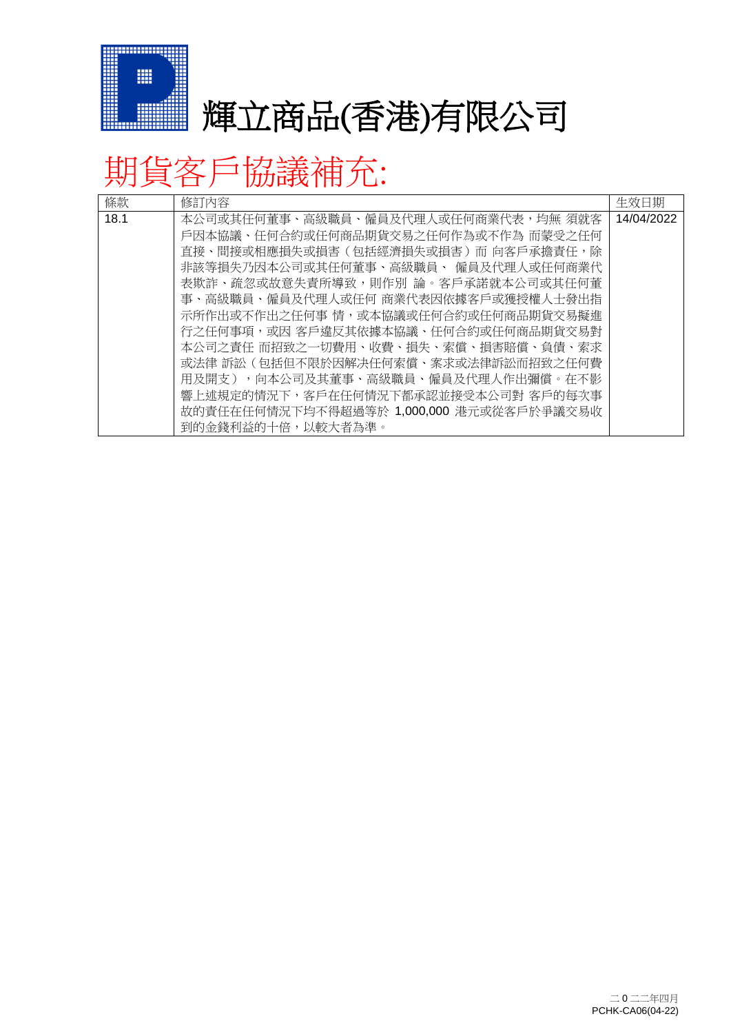# 輝立商品(香港)有限公司

# 期貨客戶協議補充:

| 條款 | 修訂內容 | 生效日期 |
| --- | --- | --- |
| 18.1 | 本公司或其任何董事、高級職員、僱員及代理人或任何商業代表，均無 須就客戶因本協議、任何合約或任何商品期貨交易之任何作為或不作為 而蒙受之任何直接、間接或相應損失或損害（包括經濟損失或損害）而 向客戶承擔責任，除非該等損失乃因本公司或其任何董事、高級職員、 僱員及代理人或任何商業代表欺詐、疏忽或故意失責所導致，則作別 論。客戶承諾就本公司或其任何董事、高級職員、僱員及代理人或任何 商業代表因依據客戶或獲授權人士發出指示所作出或不作出之任何事 情，或本協議或任何合約或任何商品期貨交易擬進行之任何事項，或因 客戶違反其依據本協議、任何合約或任何商品期貨交易對本公司之責任 而招致之一切費用、收費、損失、索償、損害賠償、負債、索求或法律 訴訟（包括但不限於因解決任何索償、案求或法律訴訟而招致之任何費用及開支），向本公司及其董事、高級職員、僱員及代理人作出彌償。在不影響上述規定的情況下，客戶在任何情況下都承認並接受本公司對 客戶的每次事故的責任在任何情況下均不得超過等於 1,000,000 港元或從客戶於爭議交易收到的金錢利益的十倍，以較大者為準。 | 14/04/2022 |

二0二二年四月
PCHK-CA06(04-22)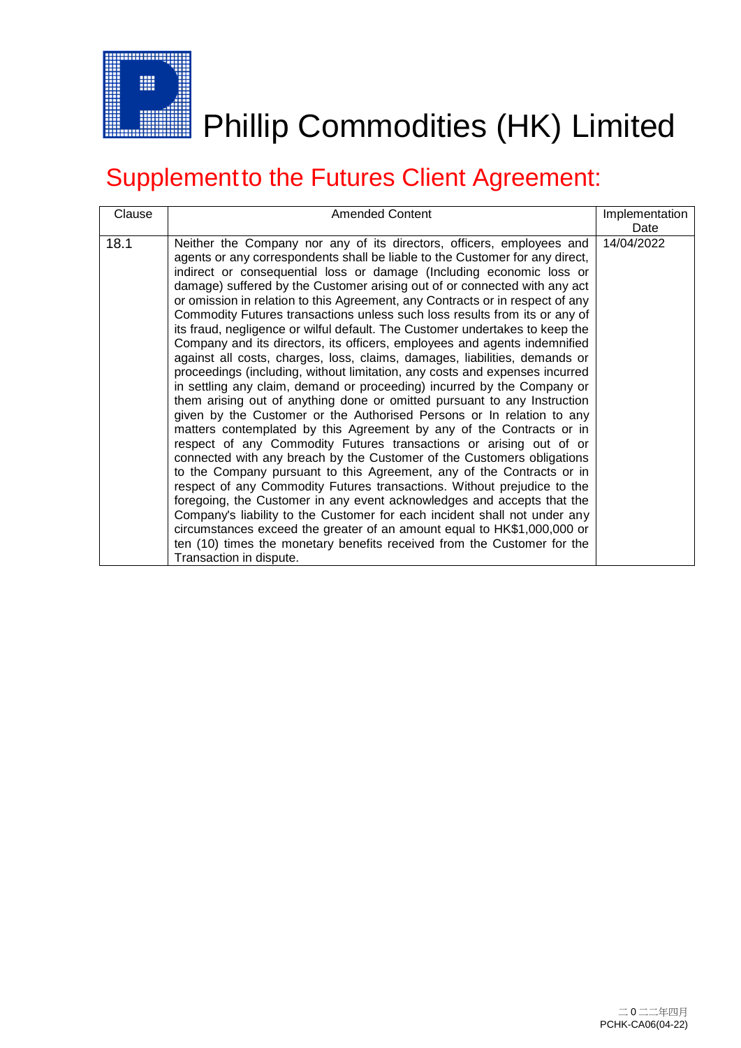# Phillip Commodities (HK) Limited

## Supplementto the Futures Client Agreement:

| Clause | Amended Content | Implementation Date |
|---|---|---|
| 18.1 | Neither the Company nor any of its directors, officers, employees and agents or any correspondents shall be liable to the Customer for any direct, indirect or consequential loss or damage (Including economic loss or damage) suffered by the Customer arising out of or connected with any act or omission in relation to this Agreement, any Contracts or in respect of any Commodity Futures transactions unless such loss results from its or any of its fraud, negligence or wilful default. The Customer undertakes to keep the Company and its directors, its officers, employees and agents indemnified against all costs, charges, loss, claims, damages, liabilities, demands or proceedings (including, without limitation, any costs and expenses incurred in settling any claim, demand or proceeding) incurred by the Company or them arising out of anything done or omitted pursuant to any Instruction given by the Customer or the Authorised Persons or In relation to any matters contemplated by this Agreement by any of the Contracts or in respect of any Commodity Futures transactions or arising out of or connected with any breach by the Customer of the Customers obligations to the Company pursuant to this Agreement, any of the Contracts or in respect of any Commodity Futures transactions. Without prejudice to the foregoing, the Customer in any event acknowledges and accepts that the Company's liability to the Customer for each incident shall not under any circumstances exceed the greater of an amount equal to HK$1,000,000 or ten (10) times the monetary benefits received from the Customer for the Transaction in dispute. | 14/04/2022 |

二０二二年四月
PCHK-CA06(04-22)